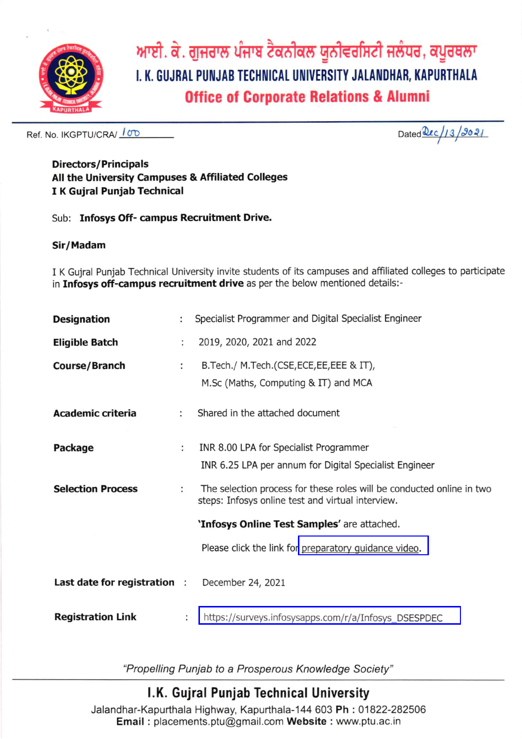# ਆਈ. ਕੇ. ਗੁਜਰਾਲ ਪੰਜਾਬ ਟੈਕਨੀਕਲ ਯੂਨੀਵਰਸਿਟੀ ਜਲੰਧਰ, ਕਪੂਰਥਲਾ

# I. K. GUJRAL PUNJAB TECHNICAL UNIVERSITY JALANDHAR, KAPURTHALA

## Office of Corporate Relations & Alumni

Ref. No. IKGPTU/CRA/ 100

Dated Dec/13/2021

**Directors/Principals**
**All the University Campuses & Affiliated Colleges**
**I K Gujral Punjab Technical**

Sub: **Infosys Off- campus Recruitment Drive.**

**Sir/Madam**

I K Gujral Punjab Technical University invite students of its campuses and affiliated colleges to participate in **Infosys off-campus recruitment drive** as per the below mentioned details:-

| | | |
|---|---|---|
| **Designation** | : | Specialist Programmer and Digital Specialist Engineer |
| **Eligible Batch** | : | 2019, 2020, 2021 and 2022 |
| **Course/Branch** | : | B.Tech./ M.Tech.(CSE,ECE,EE,EEE & IT), M.Sc (Maths, Computing & IT) and MCA |
| **Academic criteria** | : | Shared in the attached document |
| **Package** | : | INR 8.00 LPA for Specialist Programmer<br>INR 6.25 LPA per annum for Digital Specialist Engineer |
| **Selection Process** | : | The selection process for these roles will be conducted online in two steps: Infosys online test and virtual interview.<br>**'Infosys Online Test Samples'** are attached.<br>Please click the link for preparatory guidance video. |
| **Last date for registration** | : | December 24, 2021 |
| **Registration Link** | : | https://surveys.infosysapps.com/r/a/Infosys_DSESPDEC |

*"Propelling Punjab to a Prosperous Knowledge Society"*

**I.K. Gujral Punjab Technical University**

Jalandhar-Kapurthala Highway, Kapurthala-144 603 **Ph :** 01822-282506
**Email :** placements.ptu@gmail.com **Website :** www.ptu.ac.in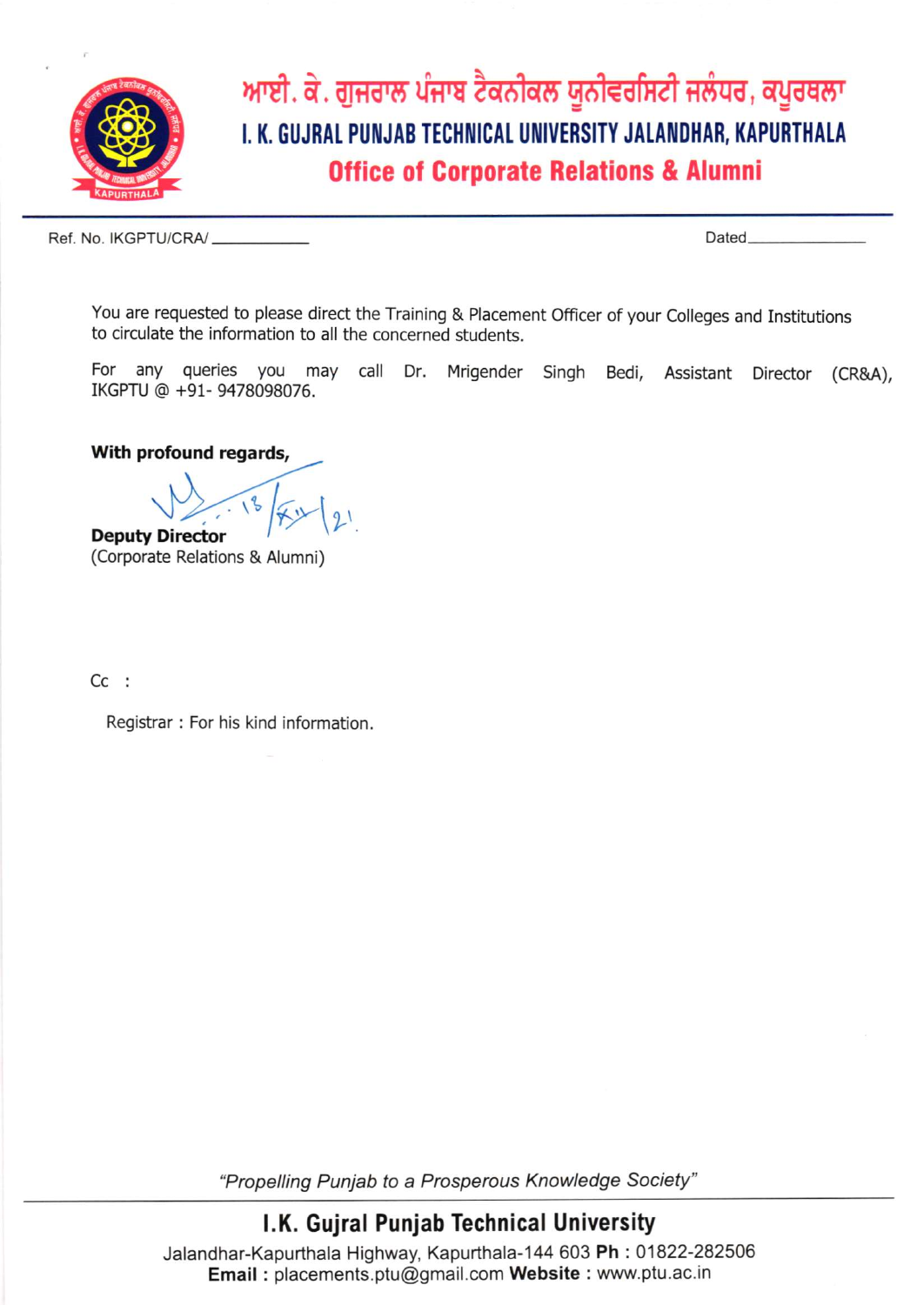# ਆਈ. ਕੇ. ਗੁਜਰਾਲ ਪੰਜਾਬ ਟੈਕਨੀਕਲ ਯੂਨੀਵਰਸਿਟੀ ਜਲੰਧਰ, ਕਪੂਰਥਲਾ

# I. K. GUJRAL PUNJAB TECHNICAL UNIVERSITY JALANDHAR, KAPURTHALA

## Office of Corporate Relations & Alumni

Ref. No. IKGPTU/CRA/__________ Dated______________

You are requested to please direct the Training & Placement Officer of your Colleges and Institutions to circulate the information to all the concerned students.

For any queries you may call Dr. Mrigender Singh Bedi, Assistant Director (CR&A), IKGPTU @ +91- 9478098076.

**With profound regards,**

18/XI/21

**Deputy Director**
(Corporate Relations & Alumni)

Cc :

Registrar : For his kind information.

*"Propelling Punjab to a Prosperous Knowledge Society"*

**I.K. Gujral Punjab Technical University**

Jalandhar-Kapurthala Highway, Kapurthala-144 603 **Ph** : 01822-282506
**Email** : placements.ptu@gmail.com **Website** : www.ptu.ac.in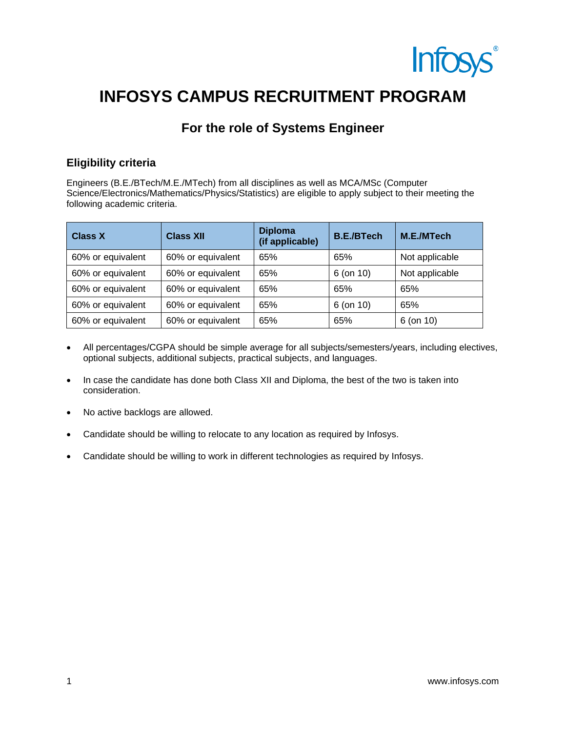# INFOSYS CAMPUS RECRUITMENT PROGRAM

## For the role of Systems Engineer

### Eligibility criteria

Engineers (B.E./BTech/M.E./MTech) from all disciplines as well as MCA/MSc (Computer Science/Electronics/Mathematics/Physics/Statistics) are eligible to apply subject to their meeting the following academic criteria.

| Class X | Class XII | Diploma (if applicable) | B.E./BTech | M.E./MTech |
|---|---|---|---|---|
| 60% or equivalent | 60% or equivalent | 65% | 65% | Not applicable |
| 60% or equivalent | 60% or equivalent | 65% | 6 (on 10) | Not applicable |
| 60% or equivalent | 60% or equivalent | 65% | 65% | 65% |
| 60% or equivalent | 60% or equivalent | 65% | 6 (on 10) | 65% |
| 60% or equivalent | 60% or equivalent | 65% | 65% | 6 (on 10) |

- All percentages/CGPA should be simple average for all subjects/semesters/years, including electives, optional subjects, additional subjects, practical subjects, and languages.
- In case the candidate has done both Class XII and Diploma, the best of the two is taken into consideration.
- No active backlogs are allowed.
- Candidate should be willing to relocate to any location as required by Infosys.
- Candidate should be willing to work in different technologies as required by Infosys.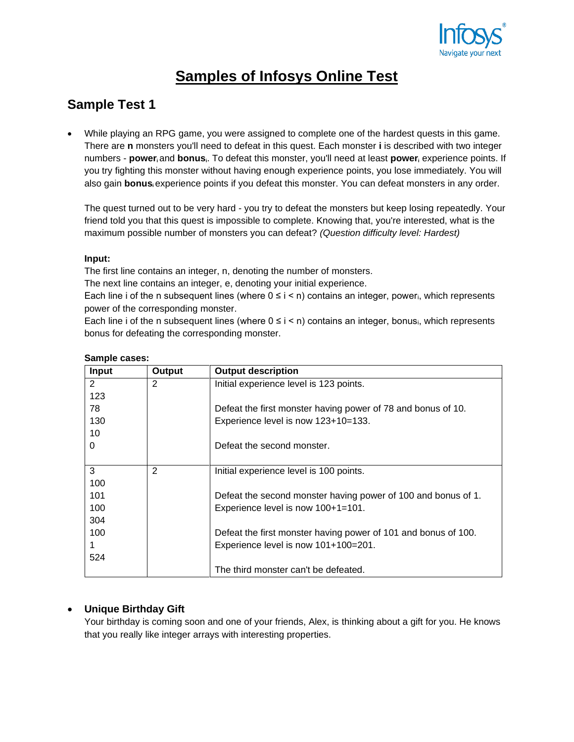# Samples of Infosys Online Test

## Sample Test 1

- While playing an RPG game, you were assigned to complete one of the hardest quests in this game. There are **n** monsters you'll need to defeat in this quest. Each monster **i** is described with two integer numbers - **power**$_i$ and **bonus**$_i$. To defeat this monster, you'll need at least **power**$_i$ experience points. If you try fighting this monster without having enough experience points, you lose immediately. You will also gain **bonus**$_i$ experience points if you defeat this monster. You can defeat monsters in any order.

  The quest turned out to be very hard - you try to defeat the monsters but keep losing repeatedly. Your friend told you that this quest is impossible to complete. Knowing that, you're interested, what is the maximum possible number of monsters you can defeat? *(Question difficulty level: Hardest)*

  **Input:**
  The first line contains an integer, n, denoting the number of monsters.
  The next line contains an integer, e, denoting your initial experience.
  Each line i of the n subsequent lines (where $0 \le i < n$) contains an integer, power$_i$, which represents power of the corresponding monster.
  Each line i of the n subsequent lines (where $0 \le i < n$) contains an integer, bonus$_i$, which represents bonus for defeating the corresponding monster.

  **Sample cases:**

| Input | Output | Output description |
|---|---|---|
| 2<br>123<br>78<br>130<br>10<br>0 | 2 | Initial experience level is 123 points.<br><br>Defeat the first monster having power of 78 and bonus of 10. Experience level is now 123+10=133.<br><br>Defeat the second monster. |
| 3<br>100<br>101<br>100<br>304<br>100<br>1<br>524 | 2 | Initial experience level is 100 points.<br><br>Defeat the second monster having power of 100 and bonus of 1. Experience level is now 100+1=101.<br><br>Defeat the first monster having power of 101 and bonus of 100. Experience level is now 101+100=201.<br><br>The third monster can't be defeated. |

- **Unique Birthday Gift**
  Your birthday is coming soon and one of your friends, Alex, is thinking about a gift for you. He knows that you really like integer arrays with interesting properties.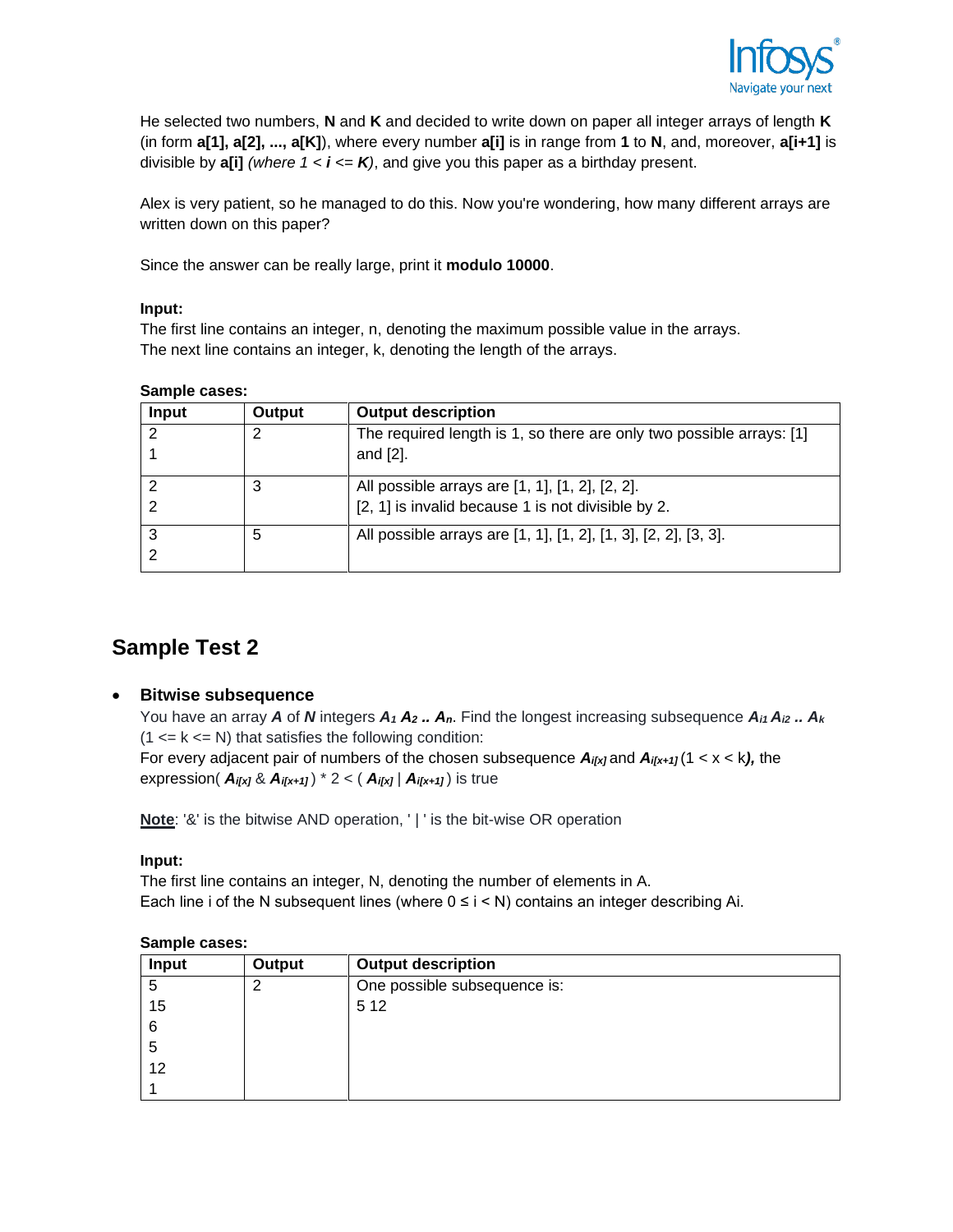He selected two numbers, **N** and **K** and decided to write down on paper all integer arrays of length **K** (in form **a[1], a[2], ..., a[K]**), where every number **a[i]** is in range from **1** to **N**, and, moreover, **a[i+1]** is divisible by **a[i]** *(where 1 < **i** <= **K**)*, and give you this paper as a birthday present.

Alex is very patient, so he managed to do this. Now you're wondering, how many different arrays are written down on this paper?

Since the answer can be really large, print it **modulo 10000**.

**Input:**
The first line contains an integer, n, denoting the maximum possible value in the arrays.
The next line contains an integer, k, denoting the length of the arrays.

**Sample cases:**

| Input | Output | Output description |
|---|---|---|
| 2<br>1 | 2 | The required length is 1, so there are only two possible arrays: [1] and [2]. |
| 2<br>2 | 3 | All possible arrays are [1, 1], [1, 2], [2, 2].<br>[2, 1] is invalid because 1 is not divisible by 2. |
| 3<br>2 | 5 | All possible arrays are [1, 1], [1, 2], [1, 3], [2, 2], [3, 3]. |

## Sample Test 2

- **Bitwise subsequence**

  You have an array $\boldsymbol{A}$ of $\boldsymbol{N}$ integers $A_1\ A_2\ ..\ A_n$. Find the longest increasing subsequence $A_{i1}\ A_{i2}\ ..\ A_k$ (1 <= k <= N) that satisfies the following condition:
  For every adjacent pair of numbers of the chosen subsequence $A_{i[x]}$ and $A_{i[x+1]}$ (1 < x < k**)**, the expression( $A_{i[x]}$ & $A_{i[x+1]}$ ) * 2 < ( $A_{i[x]}$ | $A_{i[x+1]}$ ) is true

  __**Note**__: '&' is the bitwise AND operation, ' | ' is the bit-wise OR operation

  **Input:**
  The first line contains an integer, N, denoting the number of elements in A.
  Each line i of the N subsequent lines (where 0 ≤ i < N) contains an integer describing Ai.

  **Sample cases:**

| Input | Output | Output description |
|---|---|---|
| 5<br>15<br>6<br>5<br>12<br>1 | 2 | One possible subsequence is:<br>5 12 |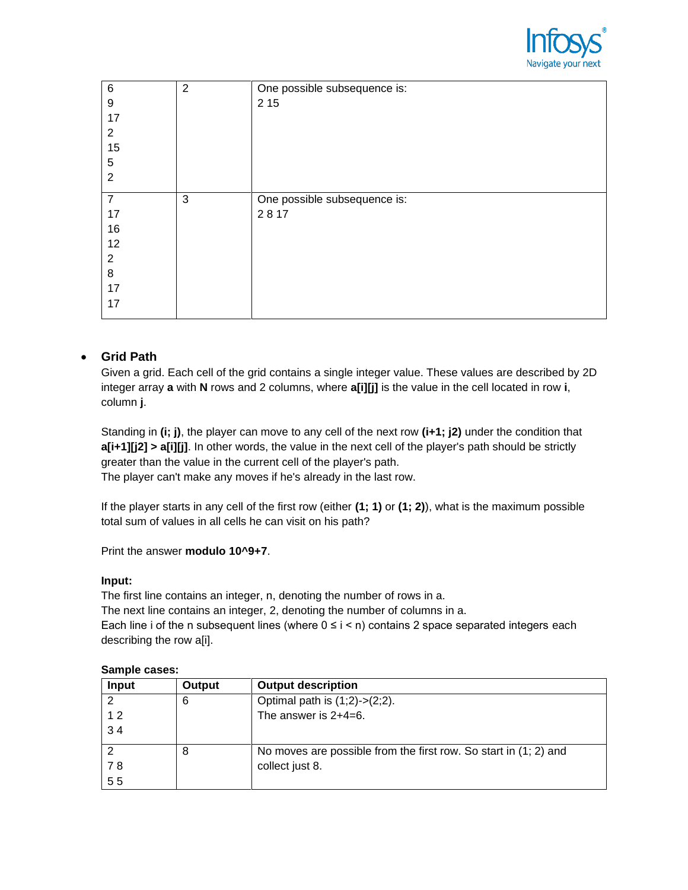| | | |
|---|---|---|
| 6<br>9<br>17<br>2<br>15<br>5<br>2 | 2 | One possible subsequence is:<br>2 15 |
| 7<br>17<br>16<br>12<br>2<br>8<br>17<br>17 | 3 | One possible subsequence is:<br>2 8 17 |

- **Grid Path**

Given a grid. Each cell of the grid contains a single integer value. These values are described by 2D integer array **a** with **N** rows and 2 columns, where **a[i][j]** is the value in the cell located in row **i**, column **j**.

Standing in **(i; j)**, the player can move to any cell of the next row **(i+1; j2)** under the condition that **a[i+1][j2] > a[i][j]**. In other words, the value in the next cell of the player's path should be strictly greater than the value in the current cell of the player's path.
The player can't make any moves if he's already in the last row.

If the player starts in any cell of the first row (either **(1; 1)** or **(1; 2)**), what is the maximum possible total sum of values in all cells he can visit on his path?

Print the answer **modulo 10^9+7**.

**Input:**
The first line contains an integer, n, denoting the number of rows in a.
The next line contains an integer, 2, denoting the number of columns in a.
Each line i of the n subsequent lines (where 0 ≤ i < n) contains 2 space separated integers each describing the row a[i].

**Sample cases:**

| Input | Output | Output description |
|---|---|---|
| 2<br>1 2<br>3 4 | 6 | Optimal path is (1;2)->(2;2).<br>The answer is 2+4=6. |
| 2<br>7 8<br>5 5 | 8 | No moves are possible from the first row. So start in (1; 2) and collect just 8. |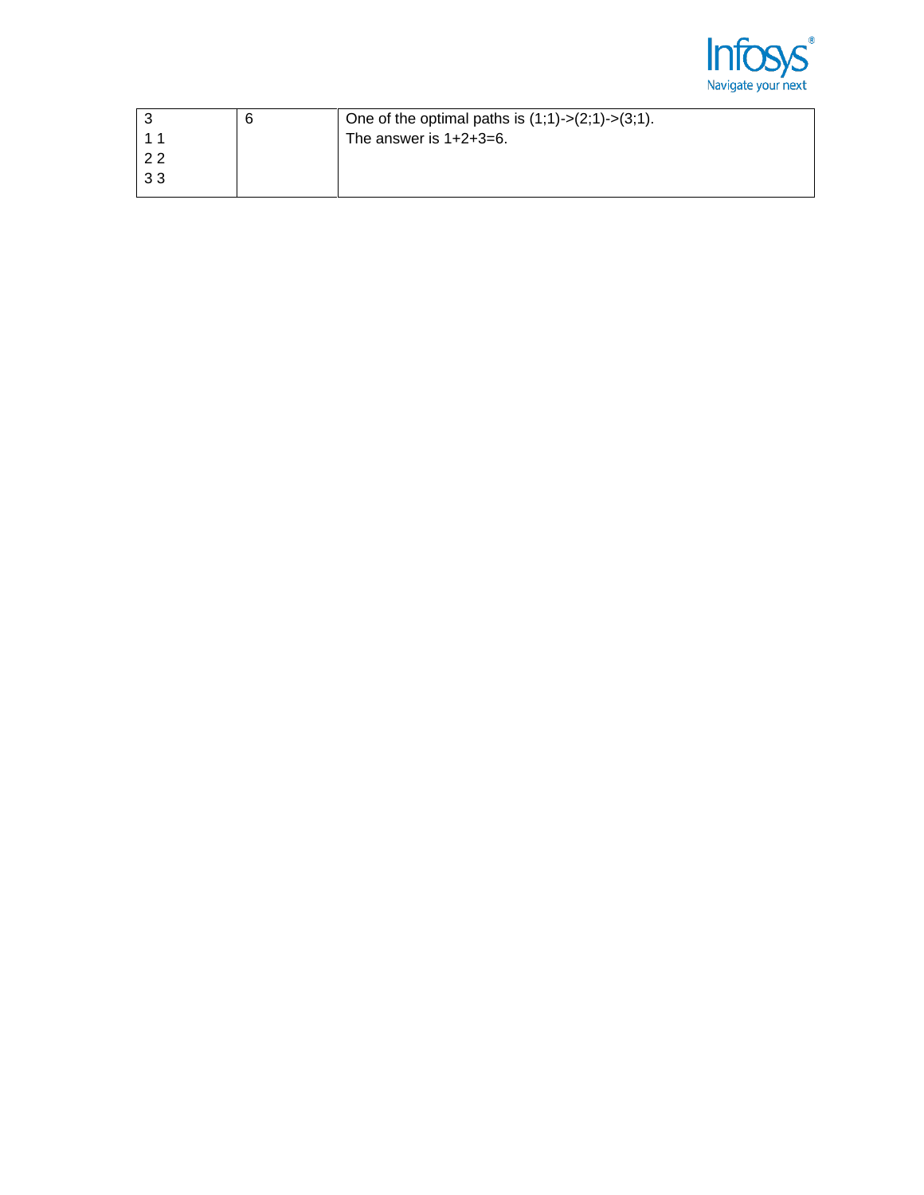| | | |
|---|---|---|
| 3<br>1 1<br>2 2<br>3 3 | 6 | One of the optimal paths is (1;1)->(2;1)->(3;1).<br>The answer is 1+2+3=6. |